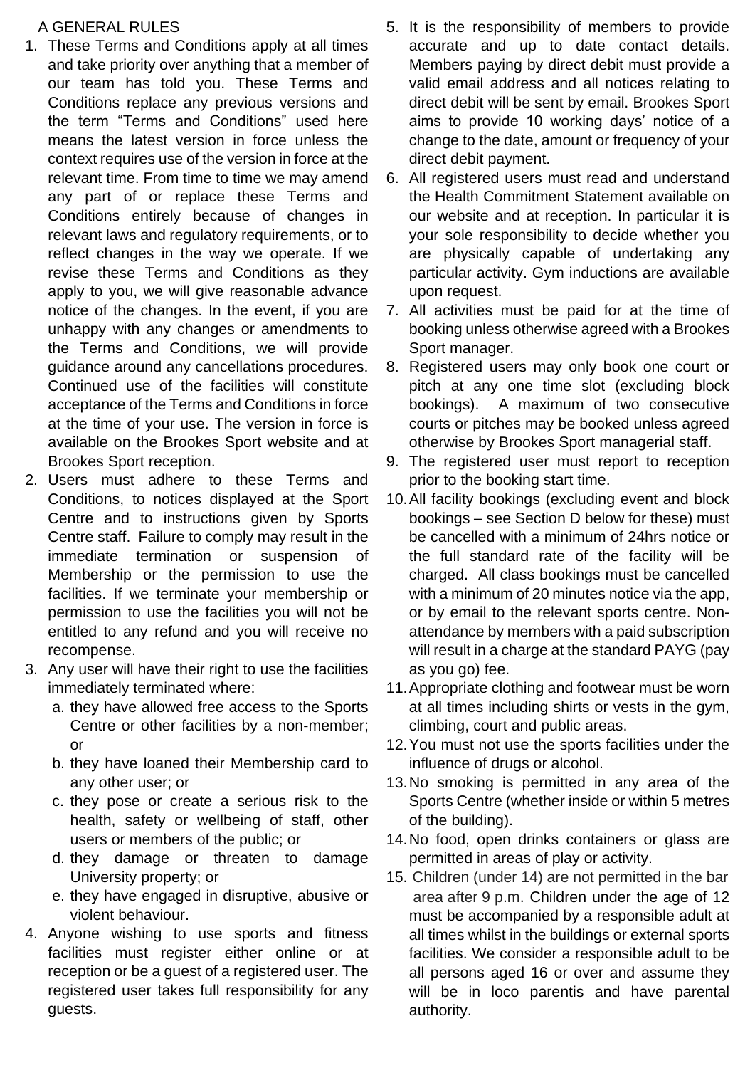## A GENERAL RULES

1. These Terms and Conditions apply at all times and take priority over anything that a member of our team has told you. These Terms and Conditions replace any previous versions and the term "Terms and Conditions" used here means the latest version in force unless the context requires use of the version in force at the relevant time. From time to time we may amend any part of or replace these Terms and Conditions entirely because of changes in relevant laws and regulatory requirements, or to reflect changes in the way we operate. If we revise these Terms and Conditions as they apply to you, we will give reasonable advance notice of the changes. In the event, if you are unhappy with any changes or amendments to the Terms and Conditions, we will provide guidance around any cancellations procedures. Continued use of the facilities will constitute acceptance of the Terms and Conditions in force at the time of your use. The version in force is available on the Brookes Sport website and at Brookes Sport reception.
2. Users must adhere to these Terms and Conditions, to notices displayed at the Sport Centre and to instructions given by Sports Centre staff. Failure to comply may result in the immediate termination or suspension of Membership or the permission to use the facilities. If we terminate your membership or permission to use the facilities you will not be entitled to any refund and you will receive no recompense.
3. Any user will have their right to use the facilities immediately terminated where:
   a. they have allowed free access to the Sports Centre or other facilities by a non-member; or
   b. they have loaned their Membership card to any other user; or
   c. they pose or create a serious risk to the health, safety or wellbeing of staff, other users or members of the public; or
   d. they damage or threaten to damage University property; or
   e. they have engaged in disruptive, abusive or violent behaviour.
4. Anyone wishing to use sports and fitness facilities must register either online or at reception or be a guest of a registered user. The registered user takes full responsibility for any guests.
5. It is the responsibility of members to provide accurate and up to date contact details. Members paying by direct debit must provide a valid email address and all notices relating to direct debit will be sent by email. Brookes Sport aims to provide 10 working days' notice of a change to the date, amount or frequency of your direct debit payment.
6. All registered users must read and understand the Health Commitment Statement available on our website and at reception. In particular it is your sole responsibility to decide whether you are physically capable of undertaking any particular activity. Gym inductions are available upon request.
7. All activities must be paid for at the time of booking unless otherwise agreed with a Brookes Sport manager.
8. Registered users may only book one court or pitch at any one time slot (excluding block bookings). A maximum of two consecutive courts or pitches may be booked unless agreed otherwise by Brookes Sport managerial staff.
9. The registered user must report to reception prior to the booking start time.
10. All facility bookings (excluding event and block bookings – see Section D below for these) must be cancelled with a minimum of 24hrs notice or the full standard rate of the facility will be charged. All class bookings must be cancelled with a minimum of 20 minutes notice via the app, or by email to the relevant sports centre. Non-attendance by members with a paid subscription will result in a charge at the standard PAYG (pay as you go) fee.
11. Appropriate clothing and footwear must be worn at all times including shirts or vests in the gym, climbing, court and public areas.
12. You must not use the sports facilities under the influence of drugs or alcohol.
13. No smoking is permitted in any area of the Sports Centre (whether inside or within 5 metres of the building).
14. No food, open drinks containers or glass are permitted in areas of play or activity.
15. Children (under 14) are not permitted in the bar area after 9 p.m. Children under the age of 12 must be accompanied by a responsible adult at all times whilst in the buildings or external sports facilities. We consider a responsible adult to be all persons aged 16 or over and assume they will be in loco parentis and have parental authority.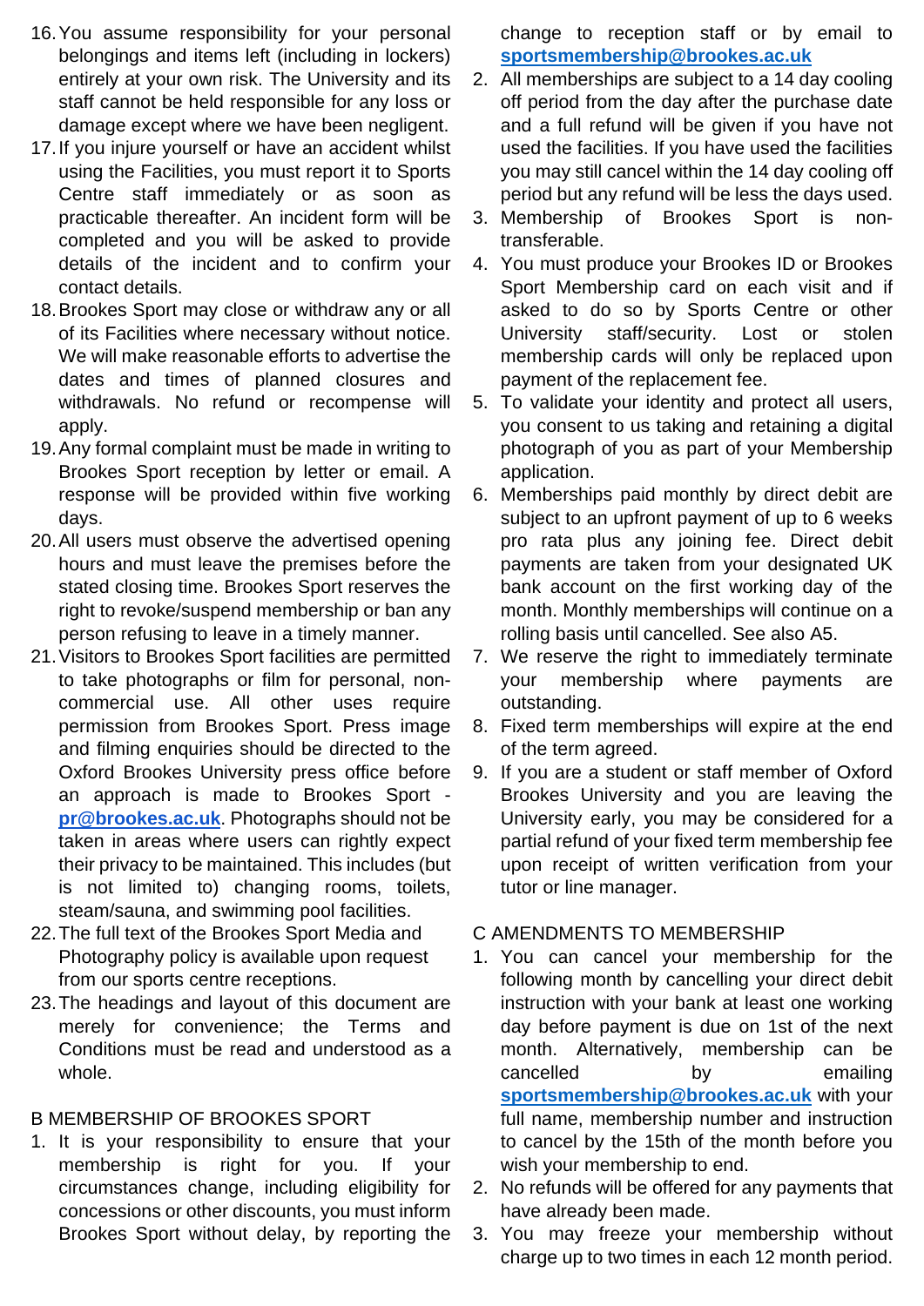16. You assume responsibility for your personal belongings and items left (including in lockers) entirely at your own risk. The University and its staff cannot be held responsible for any loss or damage except where we have been negligent.
17. If you injure yourself or have an accident whilst using the Facilities, you must report it to Sports Centre staff immediately or as soon as practicable thereafter. An incident form will be completed and you will be asked to provide details of the incident and to confirm your contact details.
18. Brookes Sport may close or withdraw any or all of its Facilities where necessary without notice. We will make reasonable efforts to advertise the dates and times of planned closures and withdrawals. No refund or recompense will apply.
19. Any formal complaint must be made in writing to Brookes Sport reception by letter or email. A response will be provided within five working days.
20. All users must observe the advertised opening hours and must leave the premises before the stated closing time. Brookes Sport reserves the right to revoke/suspend membership or ban any person refusing to leave in a timely manner.
21. Visitors to Brookes Sport facilities are permitted to take photographs or film for personal, non-commercial use. All other uses require permission from Brookes Sport. Press image and filming enquiries should be directed to the Oxford Brookes University press office before an approach is made to Brookes Sport - **pr@brookes.ac.uk**. Photographs should not be taken in areas where users can rightly expect their privacy to be maintained. This includes (but is not limited to) changing rooms, toilets, steam/sauna, and swimming pool facilities.
22. The full text of the Brookes Sport Media and Photography policy is available upon request from our sports centre receptions.
23. The headings and layout of this document are merely for convenience; the Terms and Conditions must be read and understood as a whole.

## B MEMBERSHIP OF BROOKES SPORT

1. It is your responsibility to ensure that your membership is right for you. If your circumstances change, including eligibility for concessions or other discounts, you must inform Brookes Sport without delay, by reporting the change to reception staff or by email to **sportsmembership@brookes.ac.uk**
2. All memberships are subject to a 14 day cooling off period from the day after the purchase date and a full refund will be given if you have not used the facilities. If you have used the facilities you may still cancel within the 14 day cooling off period but any refund will be less the days used.
3. Membership of Brookes Sport is non-transferable.
4. You must produce your Brookes ID or Brookes Sport Membership card on each visit and if asked to do so by Sports Centre or other University staff/security. Lost or stolen membership cards will only be replaced upon payment of the replacement fee.
5. To validate your identity and protect all users, you consent to us taking and retaining a digital photograph of you as part of your Membership application.
6. Memberships paid monthly by direct debit are subject to an upfront payment of up to 6 weeks pro rata plus any joining fee. Direct debit payments are taken from your designated UK bank account on the first working day of the month. Monthly memberships will continue on a rolling basis until cancelled. See also A5.
7. We reserve the right to immediately terminate your membership where payments are outstanding.
8. Fixed term memberships will expire at the end of the term agreed.
9. If you are a student or staff member of Oxford Brookes University and you are leaving the University early, you may be considered for a partial refund of your fixed term membership fee upon receipt of written verification from your tutor or line manager.

## C AMENDMENTS TO MEMBERSHIP

1. You can cancel your membership for the following month by cancelling your direct debit instruction with your bank at least one working day before payment is due on 1st of the next month. Alternatively, membership can be cancelled by emailing **sportsmembership@brookes.ac.uk** with your full name, membership number and instruction to cancel by the 15th of the month before you wish your membership to end.
2. No refunds will be offered for any payments that have already been made.
3. You may freeze your membership without charge up to two times in each 12 month period.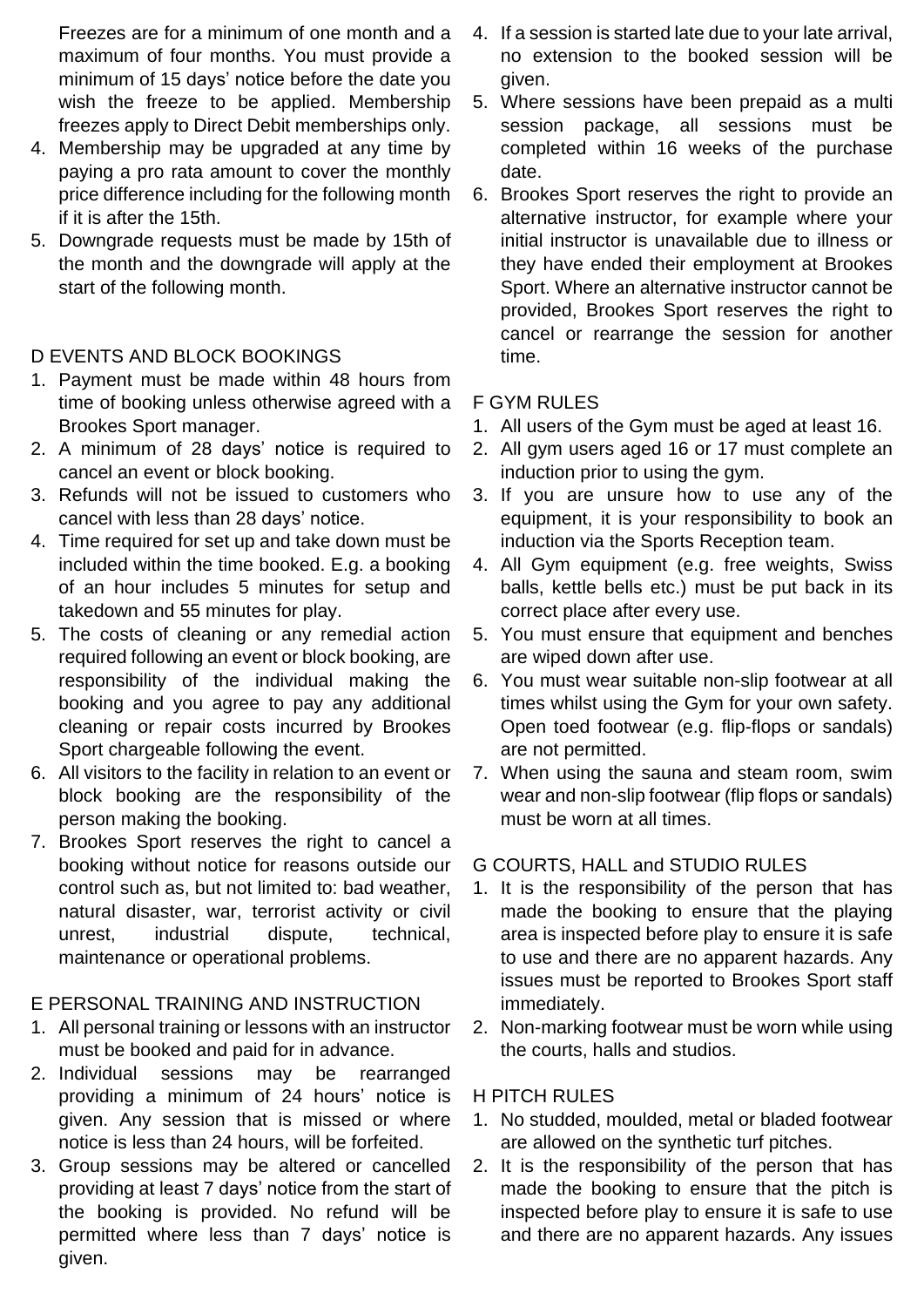Freezes are for a minimum of one month and a maximum of four months. You must provide a minimum of 15 days' notice before the date you wish the freeze to be applied. Membership freezes apply to Direct Debit memberships only.

4. Membership may be upgraded at any time by paying a pro rata amount to cover the monthly price difference including for the following month if it is after the 15th.
5. Downgrade requests must be made by 15th of the month and the downgrade will apply at the start of the following month.

## D EVENTS AND BLOCK BOOKINGS

1. Payment must be made within 48 hours from time of booking unless otherwise agreed with a Brookes Sport manager.
2. A minimum of 28 days' notice is required to cancel an event or block booking.
3. Refunds will not be issued to customers who cancel with less than 28 days' notice.
4. Time required for set up and take down must be included within the time booked. E.g. a booking of an hour includes 5 minutes for setup and takedown and 55 minutes for play.
5. The costs of cleaning or any remedial action required following an event or block booking, are responsibility of the individual making the booking and you agree to pay any additional cleaning or repair costs incurred by Brookes Sport chargeable following the event.
6. All visitors to the facility in relation to an event or block booking are the responsibility of the person making the booking.
7. Brookes Sport reserves the right to cancel a booking without notice for reasons outside our control such as, but not limited to: bad weather, natural disaster, war, terrorist activity or civil unrest, industrial dispute, technical, maintenance or operational problems.

## E PERSONAL TRAINING AND INSTRUCTION

1. All personal training or lessons with an instructor must be booked and paid for in advance.
2. Individual sessions may be rearranged providing a minimum of 24 hours' notice is given. Any session that is missed or where notice is less than 24 hours, will be forfeited.
3. Group sessions may be altered or cancelled providing at least 7 days' notice from the start of the booking is provided. No refund will be permitted where less than 7 days' notice is given.
4. If a session is started late due to your late arrival, no extension to the booked session will be given.
5. Where sessions have been prepaid as a multi session package, all sessions must be completed within 16 weeks of the purchase date.
6. Brookes Sport reserves the right to provide an alternative instructor, for example where your initial instructor is unavailable due to illness or they have ended their employment at Brookes Sport. Where an alternative instructor cannot be provided, Brookes Sport reserves the right to cancel or rearrange the session for another time.

## F GYM RULES

1. All users of the Gym must be aged at least 16.
2. All gym users aged 16 or 17 must complete an induction prior to using the gym.
3. If you are unsure how to use any of the equipment, it is your responsibility to book an induction via the Sports Reception team.
4. All Gym equipment (e.g. free weights, Swiss balls, kettle bells etc.) must be put back in its correct place after every use.
5. You must ensure that equipment and benches are wiped down after use.
6. You must wear suitable non-slip footwear at all times whilst using the Gym for your own safety. Open toed footwear (e.g. flip-flops or sandals) are not permitted.
7. When using the sauna and steam room, swim wear and non-slip footwear (flip flops or sandals) must be worn at all times.

## G COURTS, HALL and STUDIO RULES

1. It is the responsibility of the person that has made the booking to ensure that the playing area is inspected before play to ensure it is safe to use and there are no apparent hazards. Any issues must be reported to Brookes Sport staff immediately.
2. Non-marking footwear must be worn while using the courts, halls and studios.

## H PITCH RULES

1. No studded, moulded, metal or bladed footwear are allowed on the synthetic turf pitches.
2. It is the responsibility of the person that has made the booking to ensure that the pitch is inspected before play to ensure it is safe to use and there are no apparent hazards. Any issues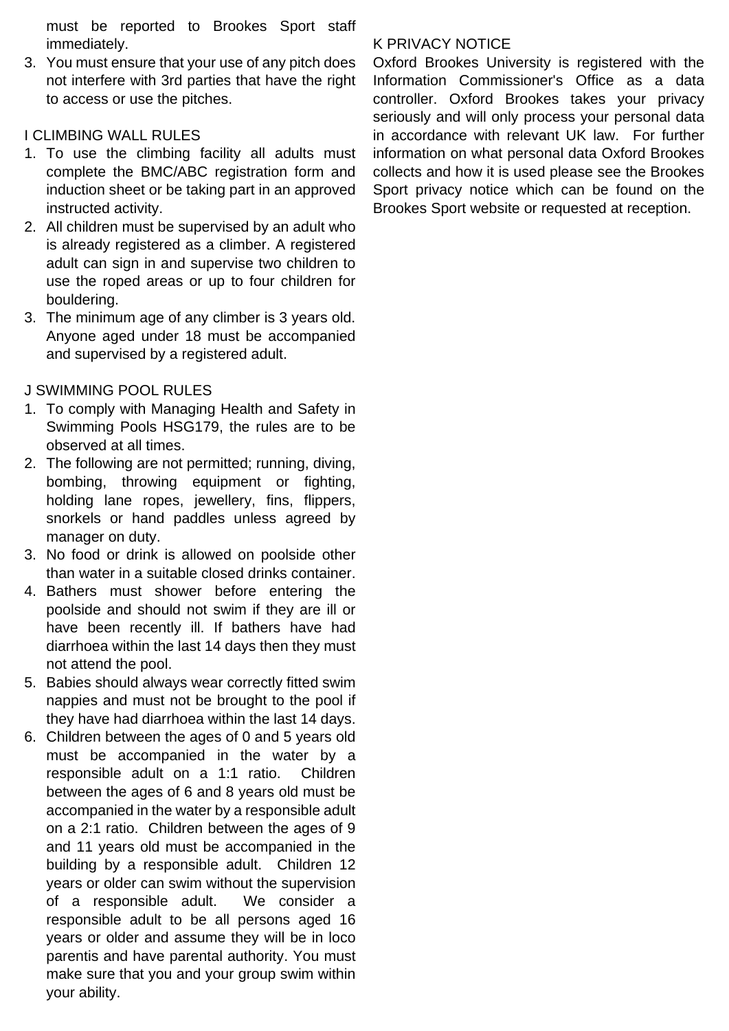must be reported to Brookes Sport staff immediately.

3. You must ensure that your use of any pitch does not interfere with 3rd parties that have the right to access or use the pitches.

## I CLIMBING WALL RULES

1. To use the climbing facility all adults must complete the BMC/ABC registration form and induction sheet or be taking part in an approved instructed activity.
2. All children must be supervised by an adult who is already registered as a climber. A registered adult can sign in and supervise two children to use the roped areas or up to four children for bouldering.
3. The minimum age of any climber is 3 years old. Anyone aged under 18 must be accompanied and supervised by a registered adult.

## J SWIMMING POOL RULES

1. To comply with Managing Health and Safety in Swimming Pools HSG179, the rules are to be observed at all times.
2. The following are not permitted; running, diving, bombing, throwing equipment or fighting, holding lane ropes, jewellery, fins, flippers, snorkels or hand paddles unless agreed by manager on duty.
3. No food or drink is allowed on poolside other than water in a suitable closed drinks container.
4. Bathers must shower before entering the poolside and should not swim if they are ill or have been recently ill. If bathers have had diarrhoea within the last 14 days then they must not attend the pool.
5. Babies should always wear correctly fitted swim nappies and must not be brought to the pool if they have had diarrhoea within the last 14 days.
6. Children between the ages of 0 and 5 years old must be accompanied in the water by a responsible adult on a 1:1 ratio. Children between the ages of 6 and 8 years old must be accompanied in the water by a responsible adult on a 2:1 ratio. Children between the ages of 9 and 11 years old must be accompanied in the building by a responsible adult. Children 12 years or older can swim without the supervision of a responsible adult. We consider a responsible adult to be all persons aged 16 years or older and assume they will be in loco parentis and have parental authority. You must make sure that you and your group swim within your ability.

## K PRIVACY NOTICE

Oxford Brookes University is registered with the Information Commissioner's Office as a data controller. Oxford Brookes takes your privacy seriously and will only process your personal data in accordance with relevant UK law. For further information on what personal data Oxford Brookes collects and how it is used please see the Brookes Sport privacy notice which can be found on the Brookes Sport website or requested at reception.